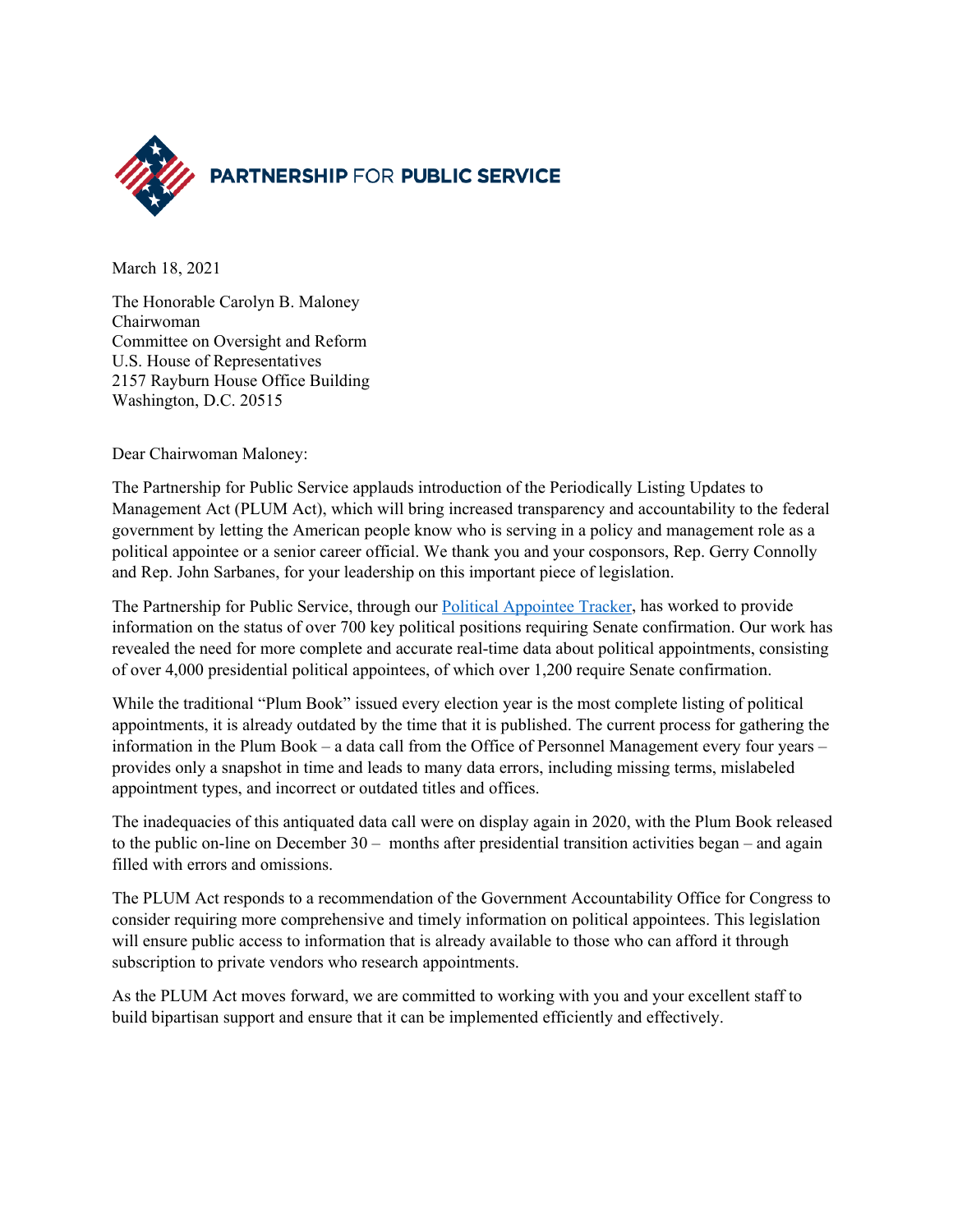PARTNERSHIP FOR PUBLIC SERVICE

March 18, 2021

The Honorable Carolyn B. Maloney
Chairwoman
Committee on Oversight and Reform
U.S. House of Representatives
2157 Rayburn House Office Building
Washington, D.C. 20515

Dear Chairwoman Maloney:

The Partnership for Public Service applauds introduction of the Periodically Listing Updates to Management Act (PLUM Act), which will bring increased transparency and accountability to the federal government by letting the American people know who is serving in a policy and management role as a political appointee or a senior career official. We thank you and your cosponsors, Rep. Gerry Connolly and Rep. John Sarbanes, for your leadership on this important piece of legislation.

The Partnership for Public Service, through our Political Appointee Tracker, has worked to provide information on the status of over 700 key political positions requiring Senate confirmation. Our work has revealed the need for more complete and accurate real-time data about political appointments, consisting of over 4,000 presidential political appointees, of which over 1,200 require Senate confirmation.

While the traditional "Plum Book" issued every election year is the most complete listing of political appointments, it is already outdated by the time that it is published. The current process for gathering the information in the Plum Book – a data call from the Office of Personnel Management every four years – provides only a snapshot in time and leads to many data errors, including missing terms, mislabeled appointment types, and incorrect or outdated titles and offices.

The inadequacies of this antiquated data call were on display again in 2020, with the Plum Book released to the public on-line on December 30 – months after presidential transition activities began – and again filled with errors and omissions.

The PLUM Act responds to a recommendation of the Government Accountability Office for Congress to consider requiring more comprehensive and timely information on political appointees. This legislation will ensure public access to information that is already available to those who can afford it through subscription to private vendors who research appointments.

As the PLUM Act moves forward, we are committed to working with you and your excellent staff to build bipartisan support and ensure that it can be implemented efficiently and effectively.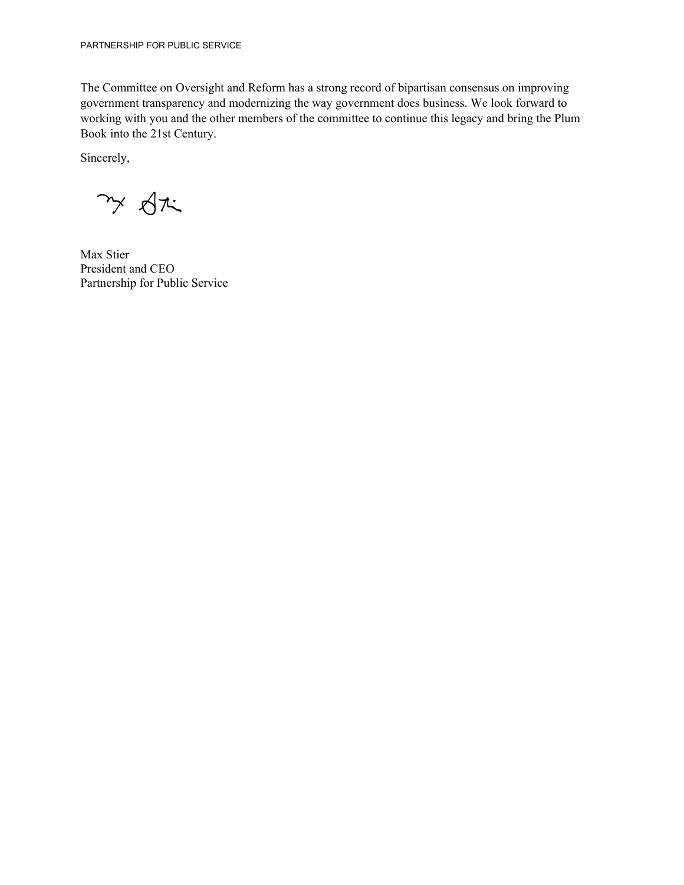The Committee on Oversight and Reform has a strong record of bipartisan consensus on improving government transparency and modernizing the way government does business. We look forward to working with you and the other members of the committee to continue this legacy and bring the Plum Book into the 21st Century.

Sincerely,

Max Stier
President and CEO
Partnership for Public Service